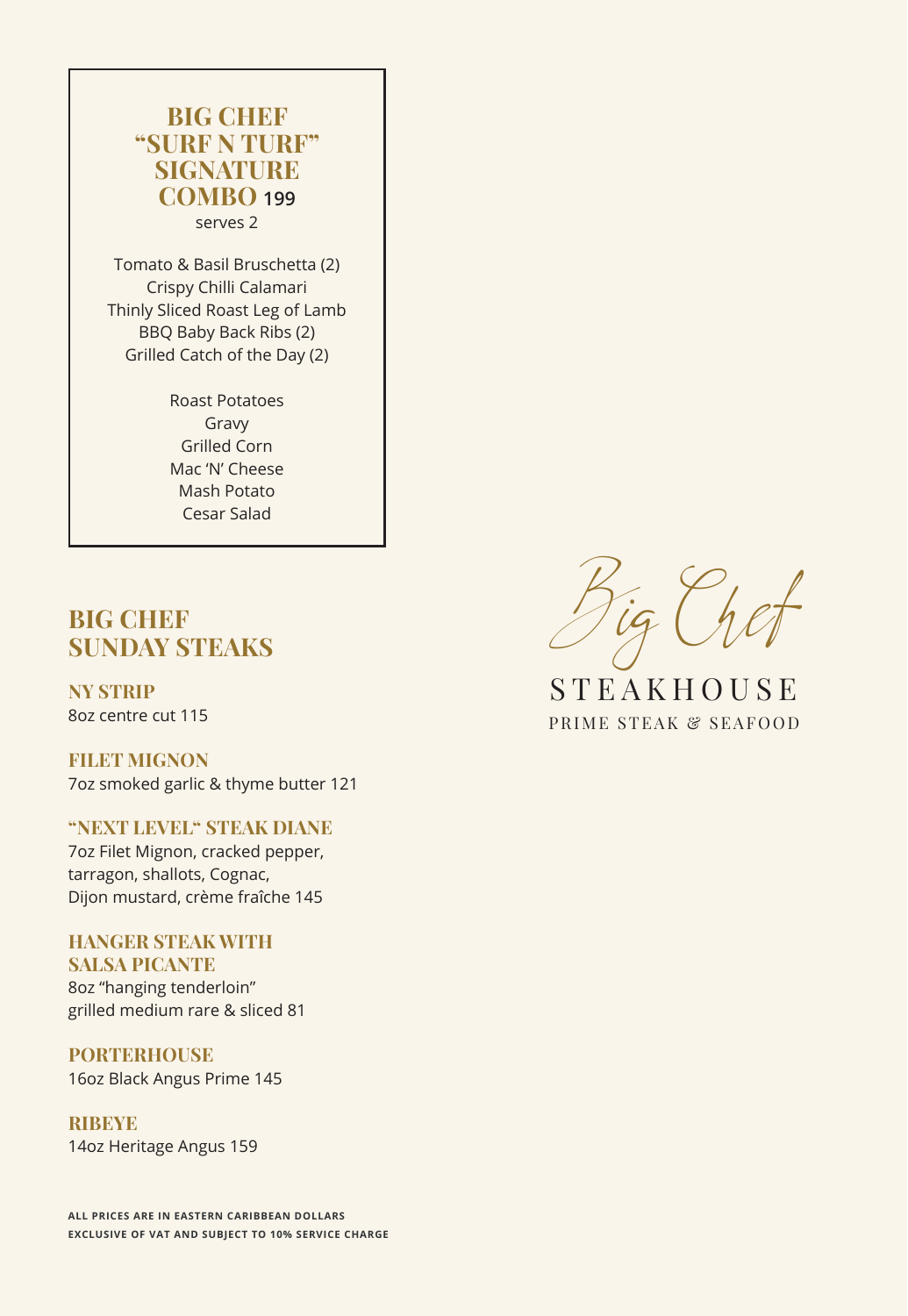## BIG CHEF "SURF N TURF" SIGNATURE COMBO 199

serves 2

Tomato & Basil Bruschetta (2)
Crispy Chilli Calamari
Thinly Sliced Roast Leg of Lamb
BBQ Baby Back Ribs (2)
Grilled Catch of the Day (2)

Roast Potatoes
Gravy
Grilled Corn
Mac 'N' Cheese
Mash Potato
Cesar Salad

## BIG CHEF SUNDAY STEAKS

**NY STRIP**
8oz centre cut 115

**FILET MIGNON**
7oz smoked garlic & thyme butter 121

**"NEXT LEVEL" STEAK DIANE**
7oz Filet Mignon, cracked pepper, tarragon, shallots, Cognac, Dijon mustard, crème fraîche 145

**HANGER STEAK WITH SALSA PICANTE**
8oz "hanging tenderloin" grilled medium rare & sliced 81

**PORTERHOUSE**
16oz Black Angus Prime 145

**RIBEYE**
14oz Heritage Angus 159

# Big Chef
STEAKHOUSE
PRIME STEAK & SEAFOOD

ALL PRICES ARE IN EASTERN CARIBBEAN DOLLARS
EXCLUSIVE OF VAT AND SUBJECT TO 10% SERVICE CHARGE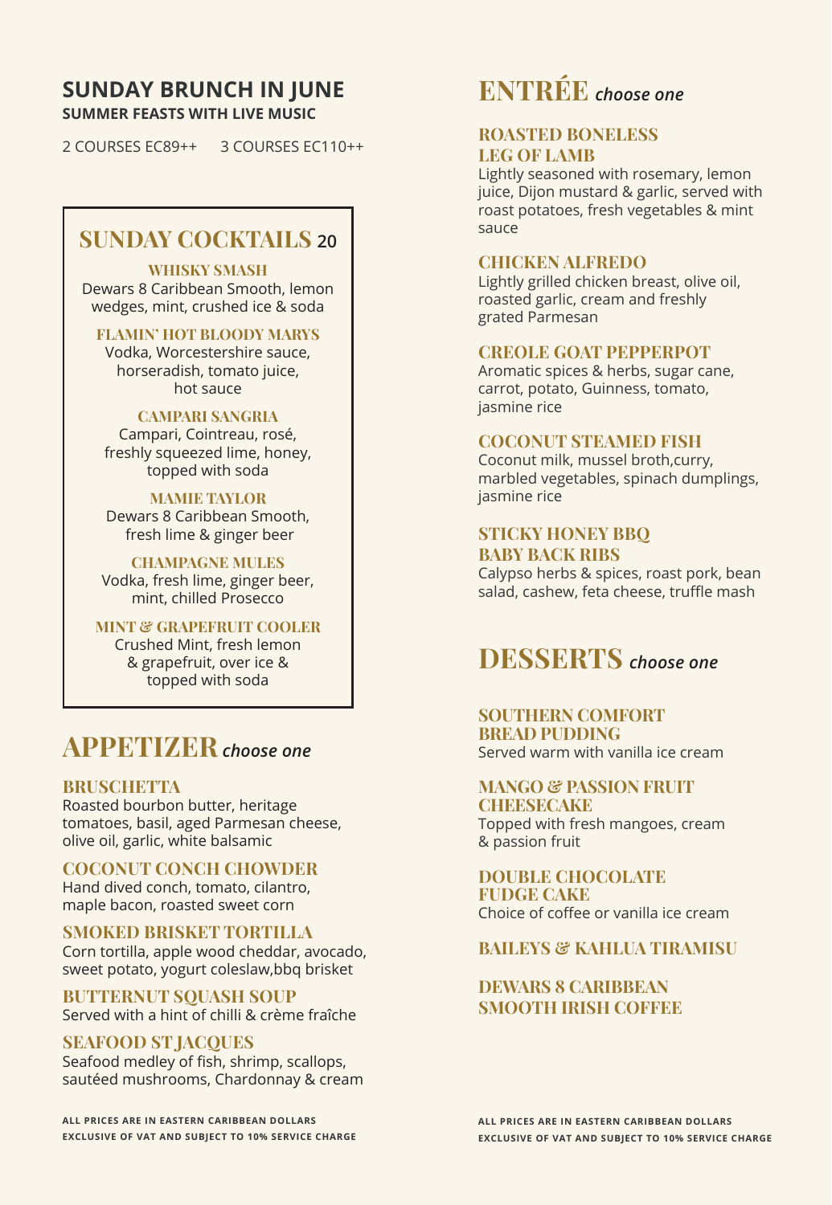# SUNDAY BRUNCH IN JUNE

**SUMMER FEASTS WITH LIVE MUSIC**

2 COURSES EC89++ 3 COURSES EC110++

## SUNDAY COCKTAILS 20

### WHISKY SMASH

Dewars 8 Caribbean Smooth, lemon wedges, mint, crushed ice & soda

### FLAMIN' HOT BLOODY MARYS

Vodka, Worcestershire sauce, horseradish, tomato juice, hot sauce

### CAMPARI SANGRIA

Campari, Cointreau, rosé, freshly squeezed lime, honey, topped with soda

### MAMIE TAYLOR

Dewars 8 Caribbean Smooth, fresh lime & ginger beer

### CHAMPAGNE MULES

Vodka, fresh lime, ginger beer, mint, chilled Prosecco

### MINT & GRAPEFRUIT COOLER

Crushed Mint, fresh lemon & grapefruit, over ice & topped with soda

## APPETIZER *choose one*

### BRUSCHETTA

Roasted bourbon butter, heritage tomatoes, basil, aged Parmesan cheese, olive oil, garlic, white balsamic

### COCONUT CONCH CHOWDER

Hand dived conch, tomato, cilantro, maple bacon, roasted sweet corn

### SMOKED BRISKET TORTILLA

Corn tortilla, apple wood cheddar, avocado, sweet potato, yogurt coleslaw,bbq brisket

### BUTTERNUT SQUASH SOUP

Served with a hint of chilli & crème fraîche

### SEAFOOD ST JACQUES

Seafood medley of fish, shrimp, scallops, sautéed mushrooms, Chardonnay & cream

**ALL PRICES ARE IN EASTERN CARIBBEAN DOLLARS EXCLUSIVE OF VAT AND SUBJECT TO 10% SERVICE CHARGE**

## ENTRÉE *choose one*

### ROASTED BONELESS LEG OF LAMB

Lightly seasoned with rosemary, lemon juice, Dijon mustard & garlic, served with roast potatoes, fresh vegetables & mint sauce

### CHICKEN ALFREDO

Lightly grilled chicken breast, olive oil, roasted garlic, cream and freshly grated Parmesan

### CREOLE GOAT PEPPERPOT

Aromatic spices & herbs, sugar cane, carrot, potato, Guinness, tomato, jasmine rice

### COCONUT STEAMED FISH

Coconut milk, mussel broth,curry, marbled vegetables, spinach dumplings, jasmine rice

### STICKY HONEY BBQ BABY BACK RIBS

Calypso herbs & spices, roast pork, bean salad, cashew, feta cheese, truffle mash

## DESSERTS *choose one*

### SOUTHERN COMFORT BREAD PUDDING

Served warm with vanilla ice cream

### MANGO & PASSION FRUIT CHEESECAKE

Topped with fresh mangoes, cream & passion fruit

### DOUBLE CHOCOLATE FUDGE CAKE

Choice of coffee or vanilla ice cream

### BAILEYS & KAHLUA TIRAMISU

### DEWARS 8 CARIBBEAN SMOOTH IRISH COFFEE

**ALL PRICES ARE IN EASTERN CARIBBEAN DOLLARS EXCLUSIVE OF VAT AND SUBJECT TO 10% SERVICE CHARGE**